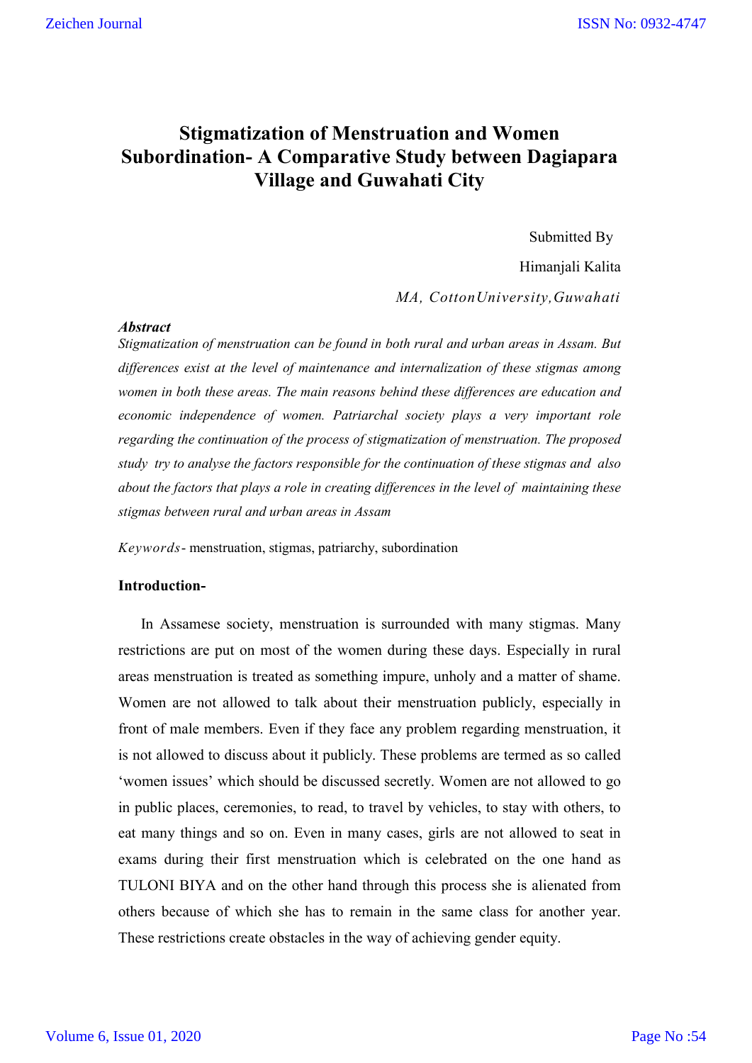# Stigmatization of Menstruation and Women Subordination- A Comparative Study between Dagiapara Village and Guwahati City

Submitted By

Himanjali Kalita

*MA, CottonUniversity,Guwahati*

### *Abstract*

*Stigmatization of menstruation can be found in both rural and urban areas in Assam. But differences exist at the level of maintenance and internalization of these stigmas among women in both these areas. The main reasons behind these differences are education and economic independence of women. Patriarchal society plays a very important role regarding the continuation of the process of stigmatization of menstruation. The proposed study try to analyse the factors responsible for the continuation of these stigmas and also about the factors that plays a role in creating differences in the level of maintaining these stigmas between rural and urban areas in Assam*

*Keywords*- menstruation, stigmas, patriarchy, subordination

### Introduction-

In Assamese society, menstruation is surrounded with many stigmas. Many restrictions are put on most of the women during these days. Especially in rural areas menstruation is treated as something impure, unholy and a matter of shame. Women are not allowed to talk about their menstruation publicly, especially in front of male members. Even if they face any problem regarding menstruation, it is not allowed to discuss about it publicly. These problems are termed as so called 'women issues' which should be discussed secretly. Women are not allowed to go in public places, ceremonies, to read, to travel by vehicles, to stay with others, to eat many things and so on. Even in many cases, girls are not allowed to seat in exams during their first menstruation which is celebrated on the one hand as TULONI BIYA and on the other hand through this process she is alienated from others because of which she has to remain in the same class for another year. These restrictions create obstacles in the way of achieving gender equity.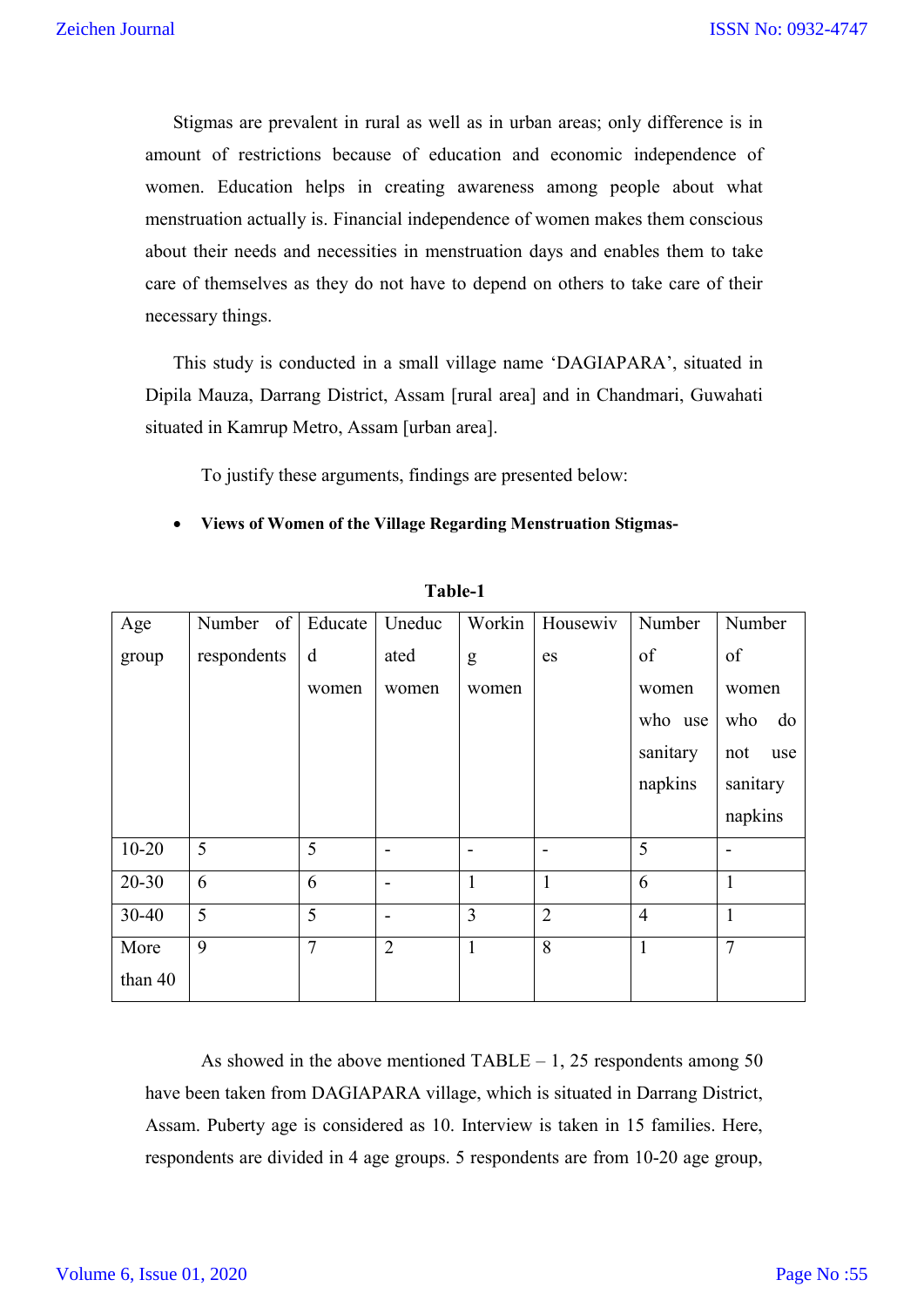Stigmas are prevalent in rural as well as in urban areas; only difference is in amount of restrictions because of education and economic independence of women. Education helps in creating awareness among people about what menstruation actually is. Financial independence of women makes them conscious about their needs and necessities in menstruation days and enables them to take care of themselves as they do not have to depend on others to take care of their necessary things.

This study is conducted in a small village name 'DAGIAPARA', situated in Dipila Mauza, Darrang District, Assam [rural area] and in Chandmari, Guwahati situated in Kamrup Metro, Assam [urban area].

To justify these arguments, findings are presented below:

- **Views of Women of the Village Regarding Menstruation Stigmas-**

**Table-1**

| Age group | Number of respondents | Educated women | Uneducated women | Working women | Housewives | Number of women who use sanitary napkins | Number of women who do not use sanitary napkins |
|---|---|---|---|---|---|---|---|
| 10-20 | 5 | 5 | - | - | - | 5 | - |
| 20-30 | 6 | 6 | - | 1 | 1 | 6 | 1 |
| 30-40 | 5 | 5 | - | 3 | 2 | 4 | 1 |
| More than 40 | 9 | 7 | 2 | 1 | 8 | 1 | 7 |

As showed in the above mentioned TABLE – 1, 25 respondents among 50 have been taken from DAGIAPARA village, which is situated in Darrang District, Assam. Puberty age is considered as 10. Interview is taken in 15 families. Here, respondents are divided in 4 age groups. 5 respondents are from 10-20 age group,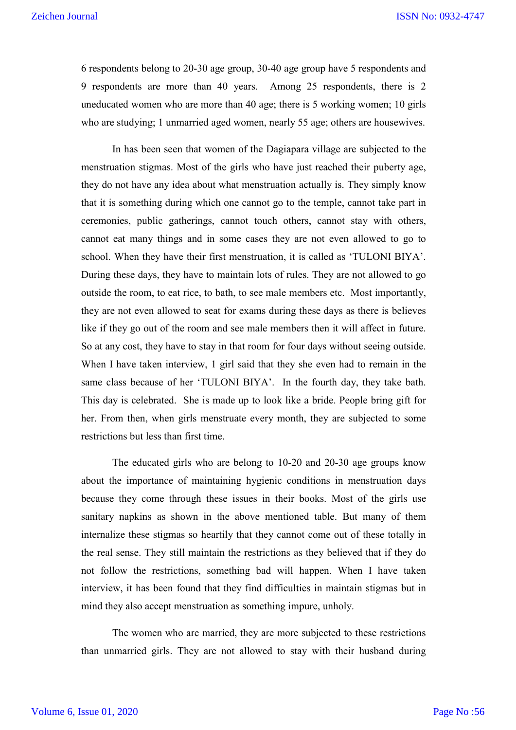6 respondents belong to 20-30 age group, 30-40 age group have 5 respondents and 9 respondents are more than 40 years. Among 25 respondents, there is 2 uneducated women who are more than 40 age; there is 5 working women; 10 girls who are studying; 1 unmarried aged women, nearly 55 age; others are housewives.

In has been seen that women of the Dagiapara village are subjected to the menstruation stigmas. Most of the girls who have just reached their puberty age, they do not have any idea about what menstruation actually is. They simply know that it is something during which one cannot go to the temple, cannot take part in ceremonies, public gatherings, cannot touch others, cannot stay with others, cannot eat many things and in some cases they are not even allowed to go to school. When they have their first menstruation, it is called as 'TULONI BIYA'. During these days, they have to maintain lots of rules. They are not allowed to go outside the room, to eat rice, to bath, to see male members etc. Most importantly, they are not even allowed to seat for exams during these days as there is believes like if they go out of the room and see male members then it will affect in future. So at any cost, they have to stay in that room for four days without seeing outside. When I have taken interview, 1 girl said that they she even had to remain in the same class because of her 'TULONI BIYA'. In the fourth day, they take bath. This day is celebrated. She is made up to look like a bride. People bring gift for her. From then, when girls menstruate every month, they are subjected to some restrictions but less than first time.

The educated girls who are belong to 10-20 and 20-30 age groups know about the importance of maintaining hygienic conditions in menstruation days because they come through these issues in their books. Most of the girls use sanitary napkins as shown in the above mentioned table. But many of them internalize these stigmas so heartily that they cannot come out of these totally in the real sense. They still maintain the restrictions as they believed that if they do not follow the restrictions, something bad will happen. When I have taken interview, it has been found that they find difficulties in maintain stigmas but in mind they also accept menstruation as something impure, unholy.

The women who are married, they are more subjected to these restrictions than unmarried girls. They are not allowed to stay with their husband during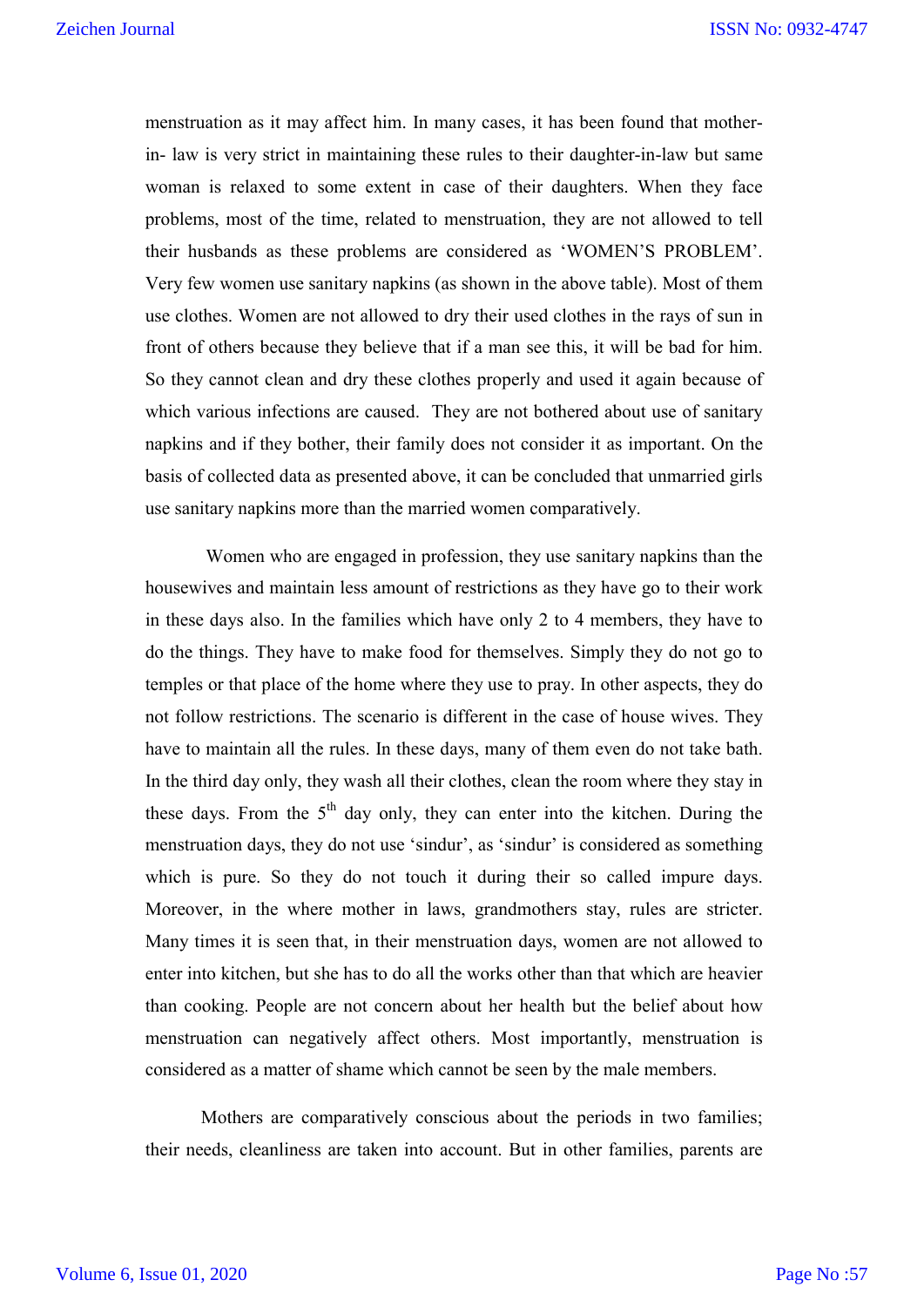menstruation as it may affect him. In many cases, it has been found that mother-in- law is very strict in maintaining these rules to their daughter-in-law but same woman is relaxed to some extent in case of their daughters. When they face problems, most of the time, related to menstruation, they are not allowed to tell their husbands as these problems are considered as 'WOMEN'S PROBLEM'. Very few women use sanitary napkins (as shown in the above table). Most of them use clothes. Women are not allowed to dry their used clothes in the rays of sun in front of others because they believe that if a man see this, it will be bad for him. So they cannot clean and dry these clothes properly and used it again because of which various infections are caused. They are not bothered about use of sanitary napkins and if they bother, their family does not consider it as important. On the basis of collected data as presented above, it can be concluded that unmarried girls use sanitary napkins more than the married women comparatively.

Women who are engaged in profession, they use sanitary napkins than the housewives and maintain less amount of restrictions as they have go to their work in these days also. In the families which have only 2 to 4 members, they have to do the things. They have to make food for themselves. Simply they do not go to temples or that place of the home where they use to pray. In other aspects, they do not follow restrictions. The scenario is different in the case of house wives. They have to maintain all the rules. In these days, many of them even do not take bath. In the third day only, they wash all their clothes, clean the room where they stay in these days. From the 5th day only, they can enter into the kitchen. During the menstruation days, they do not use 'sindur', as 'sindur' is considered as something which is pure. So they do not touch it during their so called impure days. Moreover, in the where mother in laws, grandmothers stay, rules are stricter. Many times it is seen that, in their menstruation days, women are not allowed to enter into kitchen, but she has to do all the works other than that which are heavier than cooking. People are not concern about her health but the belief about how menstruation can negatively affect others. Most importantly, menstruation is considered as a matter of shame which cannot be seen by the male members.

Mothers are comparatively conscious about the periods in two families; their needs, cleanliness are taken into account. But in other families, parents are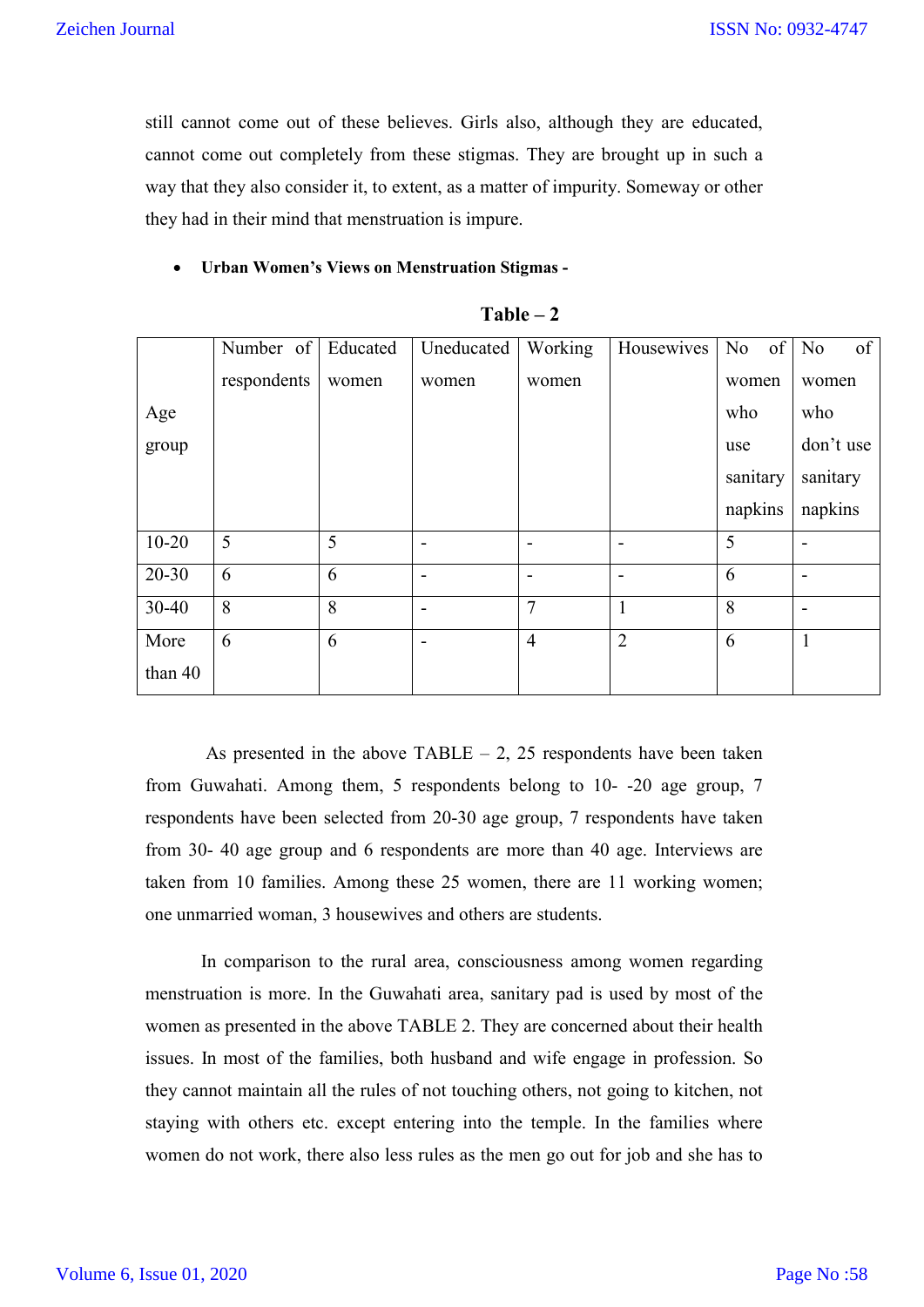still cannot come out of these believes. Girls also, although they are educated, cannot come out completely from these stigmas. They are brought up in such a way that they also consider it, to extent, as a matter of impurity. Someway or other they had in their mind that menstruation is impure.

- **Urban Women's Views on Menstruation Stigmas -**

**Table – 2**

| Age group | Number of respondents | Educated women | Uneducated women | Working women | Housewives | No of women who use sanitary napkins | No of women who don't use sanitary napkins |
|---|---|---|---|---|---|---|---|
| 10-20 | 5 | 5 | - | - | - | 5 | - |
| 20-30 | 6 | 6 | - | - | - | 6 | - |
| 30-40 | 8 | 8 | - | 7 | 1 | 8 | - |
| More than 40 | 6 | 6 | - | 4 | 2 | 6 | 1 |

As presented in the above TABLE – 2, 25 respondents have been taken from Guwahati. Among them, 5 respondents belong to 10- -20 age group, 7 respondents have been selected from 20-30 age group, 7 respondents have taken from 30- 40 age group and 6 respondents are more than 40 age. Interviews are taken from 10 families. Among these 25 women, there are 11 working women; one unmarried woman, 3 housewives and others are students.

In comparison to the rural area, consciousness among women regarding menstruation is more. In the Guwahati area, sanitary pad is used by most of the women as presented in the above TABLE 2. They are concerned about their health issues. In most of the families, both husband and wife engage in profession. So they cannot maintain all the rules of not touching others, not going to kitchen, not staying with others etc. except entering into the temple. In the families where women do not work, there also less rules as the men go out for job and she has to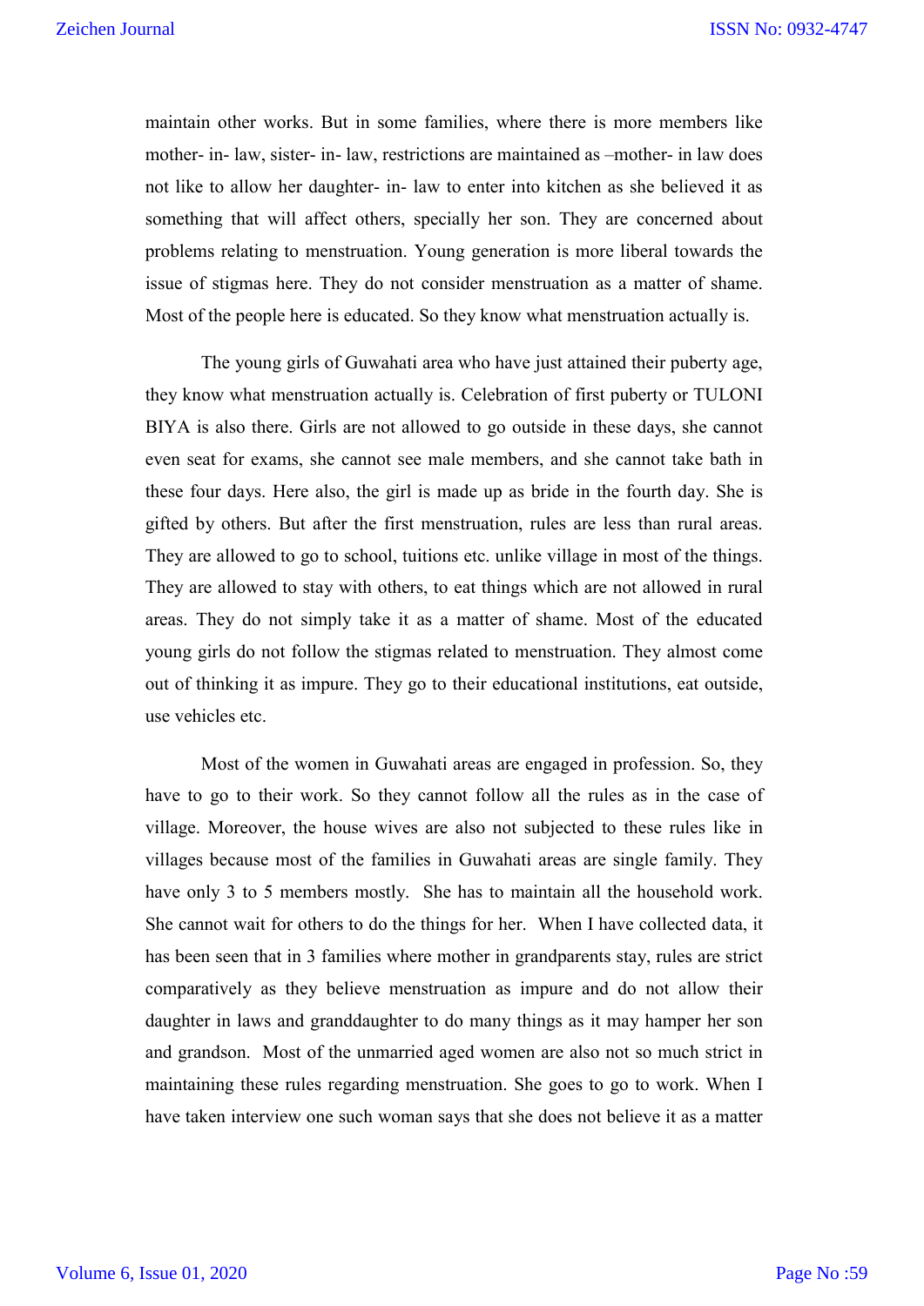maintain other works. But in some families, where there is more members like mother- in- law, sister- in- law, restrictions are maintained as –mother- in law does not like to allow her daughter- in- law to enter into kitchen as she believed it as something that will affect others, specially her son. They are concerned about problems relating to menstruation. Young generation is more liberal towards the issue of stigmas here. They do not consider menstruation as a matter of shame. Most of the people here is educated. So they know what menstruation actually is.

The young girls of Guwahati area who have just attained their puberty age, they know what menstruation actually is. Celebration of first puberty or TULONI BIYA is also there. Girls are not allowed to go outside in these days, she cannot even seat for exams, she cannot see male members, and she cannot take bath in these four days. Here also, the girl is made up as bride in the fourth day. She is gifted by others. But after the first menstruation, rules are less than rural areas. They are allowed to go to school, tuitions etc. unlike village in most of the things. They are allowed to stay with others, to eat things which are not allowed in rural areas. They do not simply take it as a matter of shame. Most of the educated young girls do not follow the stigmas related to menstruation. They almost come out of thinking it as impure. They go to their educational institutions, eat outside, use vehicles etc.

Most of the women in Guwahati areas are engaged in profession. So, they have to go to their work. So they cannot follow all the rules as in the case of village. Moreover, the house wives are also not subjected to these rules like in villages because most of the families in Guwahati areas are single family. They have only 3 to 5 members mostly. She has to maintain all the household work. She cannot wait for others to do the things for her. When I have collected data, it has been seen that in 3 families where mother in grandparents stay, rules are strict comparatively as they believe menstruation as impure and do not allow their daughter in laws and granddaughter to do many things as it may hamper her son and grandson. Most of the unmarried aged women are also not so much strict in maintaining these rules regarding menstruation. She goes to go to work. When I have taken interview one such woman says that she does not believe it as a matter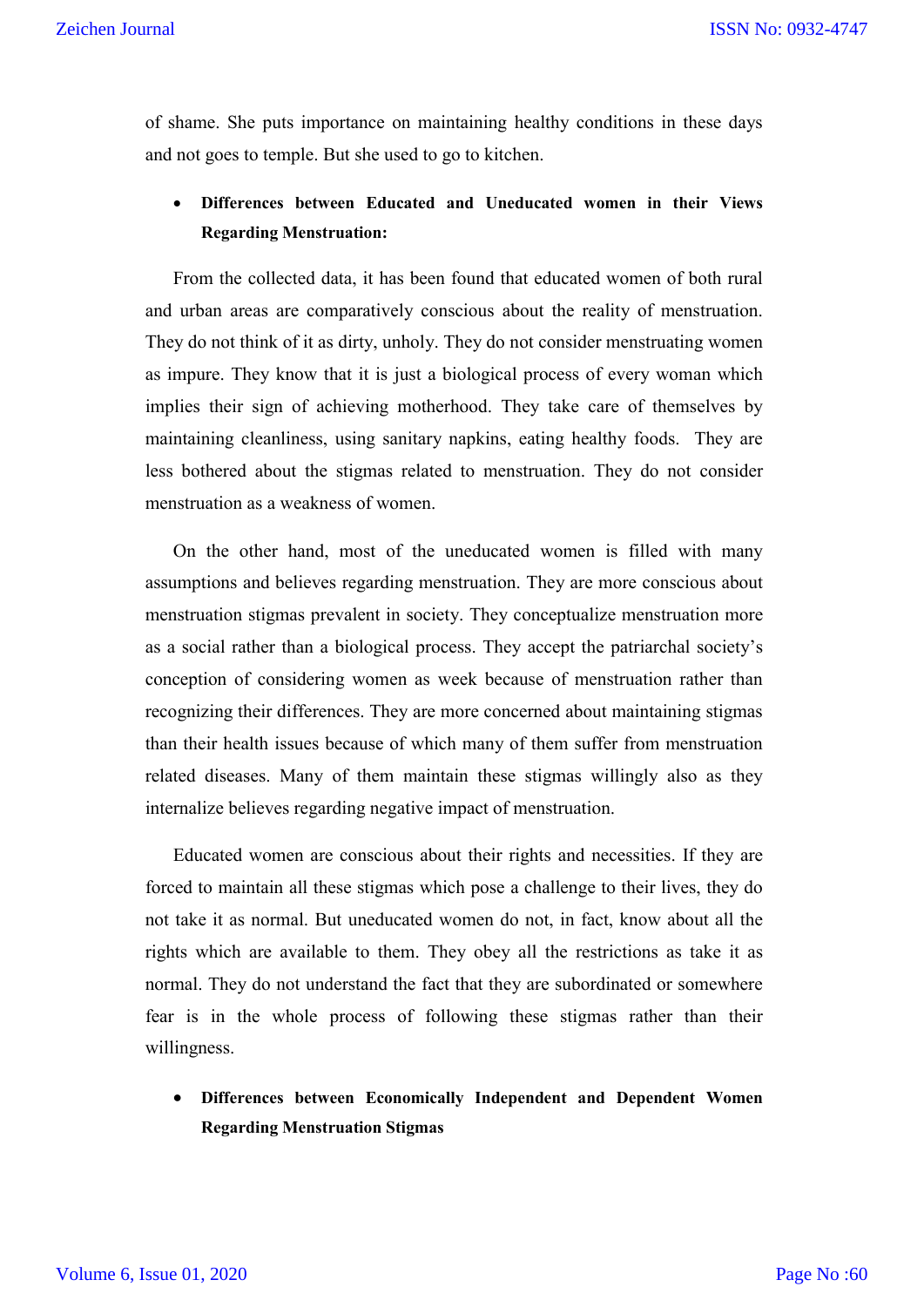of shame. She puts importance on maintaining healthy conditions in these days and not goes to temple. But she used to go to kitchen.

- **Differences between Educated and Uneducated women in their Views Regarding Menstruation:**

From the collected data, it has been found that educated women of both rural and urban areas are comparatively conscious about the reality of menstruation. They do not think of it as dirty, unholy. They do not consider menstruating women as impure. They know that it is just a biological process of every woman which implies their sign of achieving motherhood. They take care of themselves by maintaining cleanliness, using sanitary napkins, eating healthy foods. They are less bothered about the stigmas related to menstruation. They do not consider menstruation as a weakness of women.

On the other hand, most of the uneducated women is filled with many assumptions and believes regarding menstruation. They are more conscious about menstruation stigmas prevalent in society. They conceptualize menstruation more as a social rather than a biological process. They accept the patriarchal society's conception of considering women as week because of menstruation rather than recognizing their differences. They are more concerned about maintaining stigmas than their health issues because of which many of them suffer from menstruation related diseases. Many of them maintain these stigmas willingly also as they internalize believes regarding negative impact of menstruation.

Educated women are conscious about their rights and necessities. If they are forced to maintain all these stigmas which pose a challenge to their lives, they do not take it as normal. But uneducated women do not, in fact, know about all the rights which are available to them. They obey all the restrictions as take it as normal. They do not understand the fact that they are subordinated or somewhere fear is in the whole process of following these stigmas rather than their willingness.

- **Differences between Economically Independent and Dependent Women Regarding Menstruation Stigmas**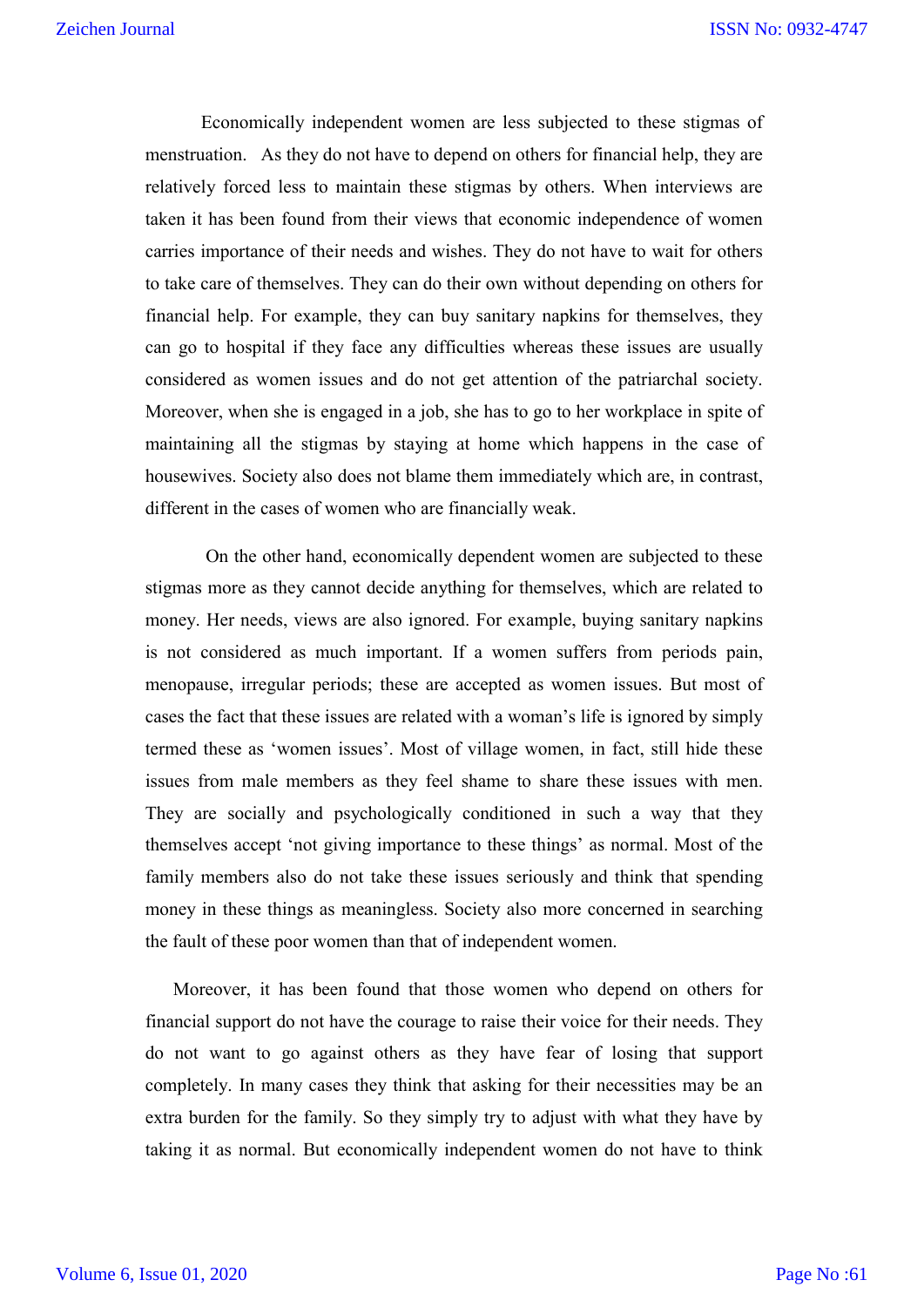Economically independent women are less subjected to these stigmas of menstruation. As they do not have to depend on others for financial help, they are relatively forced less to maintain these stigmas by others. When interviews are taken it has been found from their views that economic independence of women carries importance of their needs and wishes. They do not have to wait for others to take care of themselves. They can do their own without depending on others for financial help. For example, they can buy sanitary napkins for themselves, they can go to hospital if they face any difficulties whereas these issues are usually considered as women issues and do not get attention of the patriarchal society. Moreover, when she is engaged in a job, she has to go to her workplace in spite of maintaining all the stigmas by staying at home which happens in the case of housewives. Society also does not blame them immediately which are, in contrast, different in the cases of women who are financially weak.

On the other hand, economically dependent women are subjected to these stigmas more as they cannot decide anything for themselves, which are related to money. Her needs, views are also ignored. For example, buying sanitary napkins is not considered as much important. If a women suffers from periods pain, menopause, irregular periods; these are accepted as women issues. But most of cases the fact that these issues are related with a woman's life is ignored by simply termed these as 'women issues'. Most of village women, in fact, still hide these issues from male members as they feel shame to share these issues with men. They are socially and psychologically conditioned in such a way that they themselves accept 'not giving importance to these things' as normal. Most of the family members also do not take these issues seriously and think that spending money in these things as meaningless. Society also more concerned in searching the fault of these poor women than that of independent women.

Moreover, it has been found that those women who depend on others for financial support do not have the courage to raise their voice for their needs. They do not want to go against others as they have fear of losing that support completely. In many cases they think that asking for their necessities may be an extra burden for the family. So they simply try to adjust with what they have by taking it as normal. But economically independent women do not have to think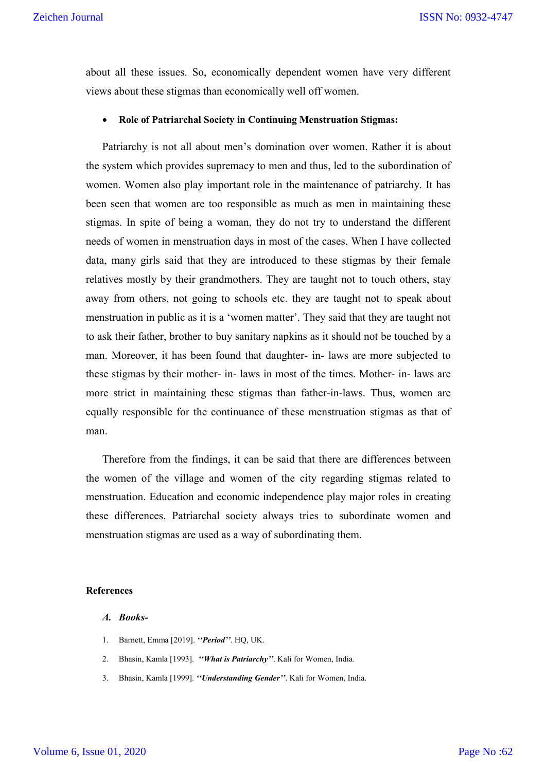about all these issues. So, economically dependent women have very different views about these stigmas than economically well off women.

- **Role of Patriarchal Society in Continuing Menstruation Stigmas:**

Patriarchy is not all about men's domination over women. Rather it is about the system which provides supremacy to men and thus, led to the subordination of women. Women also play important role in the maintenance of patriarchy. It has been seen that women are too responsible as much as men in maintaining these stigmas. In spite of being a woman, they do not try to understand the different needs of women in menstruation days in most of the cases. When I have collected data, many girls said that they are introduced to these stigmas by their female relatives mostly by their grandmothers. They are taught not to touch others, stay away from others, not going to schools etc. they are taught not to speak about menstruation in public as it is a 'women matter'. They said that they are taught not to ask their father, brother to buy sanitary napkins as it should not be touched by a man. Moreover, it has been found that daughter- in- laws are more subjected to these stigmas by their mother- in- laws in most of the times. Mother- in- laws are more strict in maintaining these stigmas than father-in-laws. Thus, women are equally responsible for the continuance of these menstruation stigmas as that of man.

Therefore from the findings, it can be said that there are differences between the women of the village and women of the city regarding stigmas related to menstruation. Education and economic independence play major roles in creating these differences. Patriarchal society always tries to subordinate women and menstruation stigmas are used as a way of subordinating them.

## References

### *A. Books-*

1. Barnett, Emma [2019]. ***''Period''***. HQ, UK.
2. Bhasin, Kamla [1993]. ***''What is Patriarchy''***. Kali for Women, India.
3. Bhasin, Kamla [1999]. ***''Understanding Gender''***. Kali for Women, India.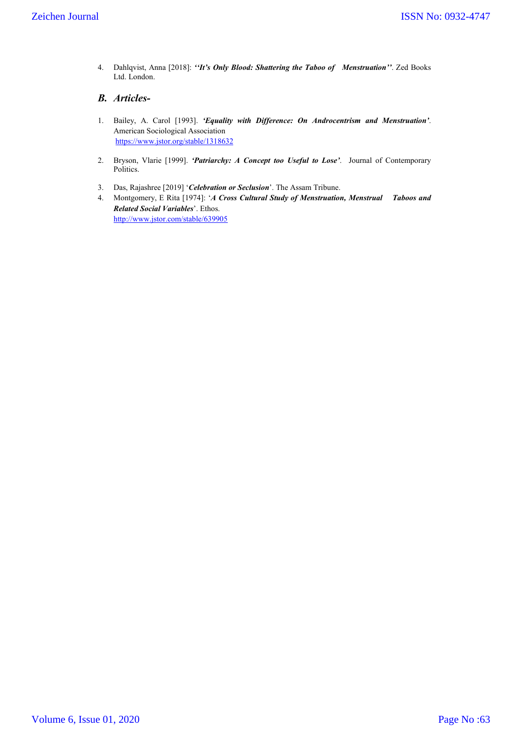4. Dahlqvist, Anna [2018]: ***''It's Only Blood: Shattering the Taboo of Menstruation''***. Zed Books Ltd. London.

### *B. Articles-*

1. Bailey, A. Carol [1993]. ***'Equality with Difference: On Androcentrism and Menstruation'***. American Sociological Association https://www.jstor.org/stable/1318632

2. Bryson, Vlarie [1999]. ***'Patriarchy: A Concept too Useful to Lose'***. Journal of Contemporary Politics.

3. Das, Rajashree [2019] '***Celebration or Seclusion***'. The Assam Tribune.
4. Montgomery, E Rita [1974]: '***A Cross Cultural Study of Menstruation, Menstrual Taboos and Related Social Variables***'. Ethos. http://www.jstor.com/stable/639905